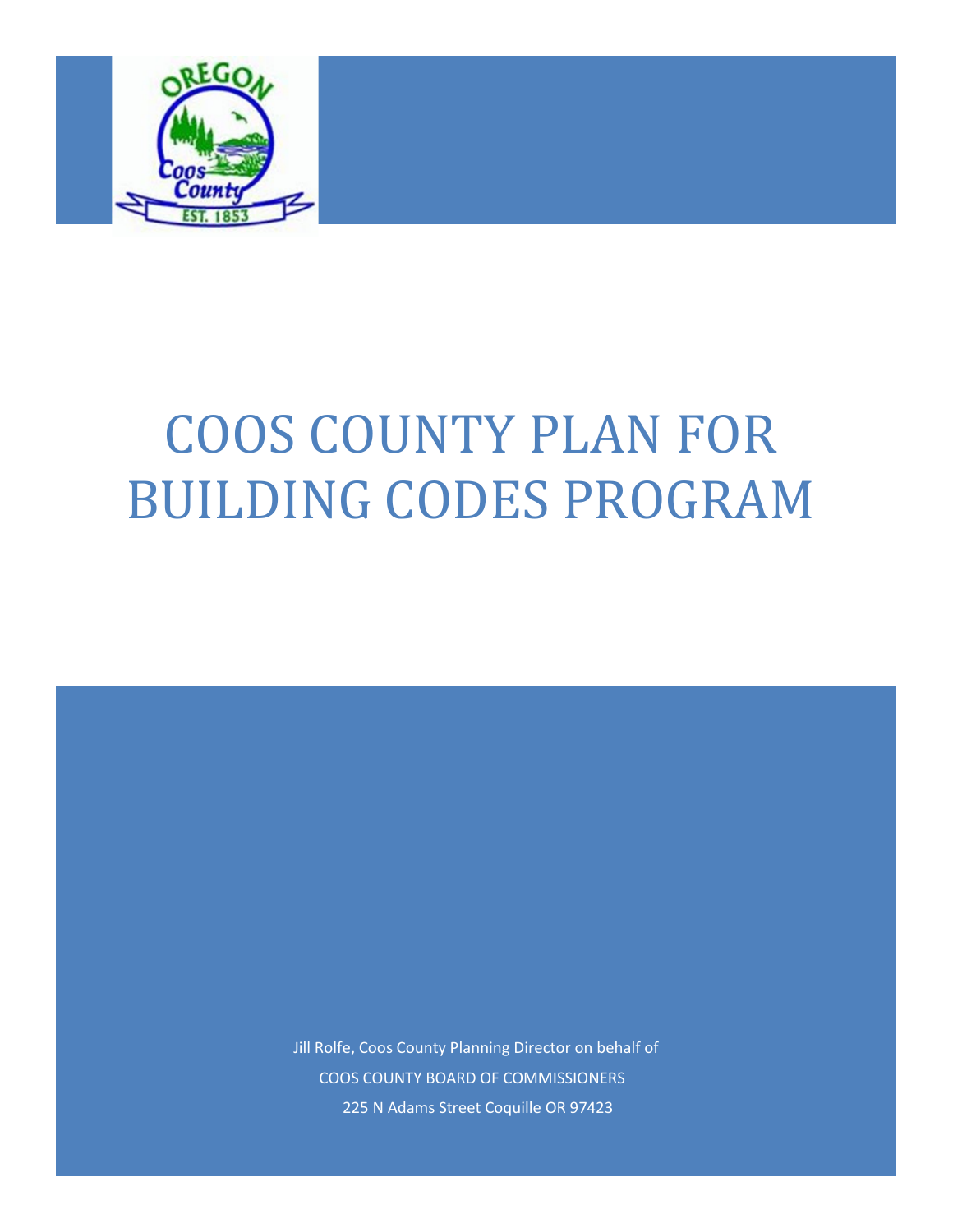# COOS COUNTY PLAN FOR BUILDING CODES PROGRAM

Jill Rolfe, Coos County Planning Director on behalf of

COOS COUNTY BOARD OF COMMISSIONERS

225 N Adams Street Coquille OR 97423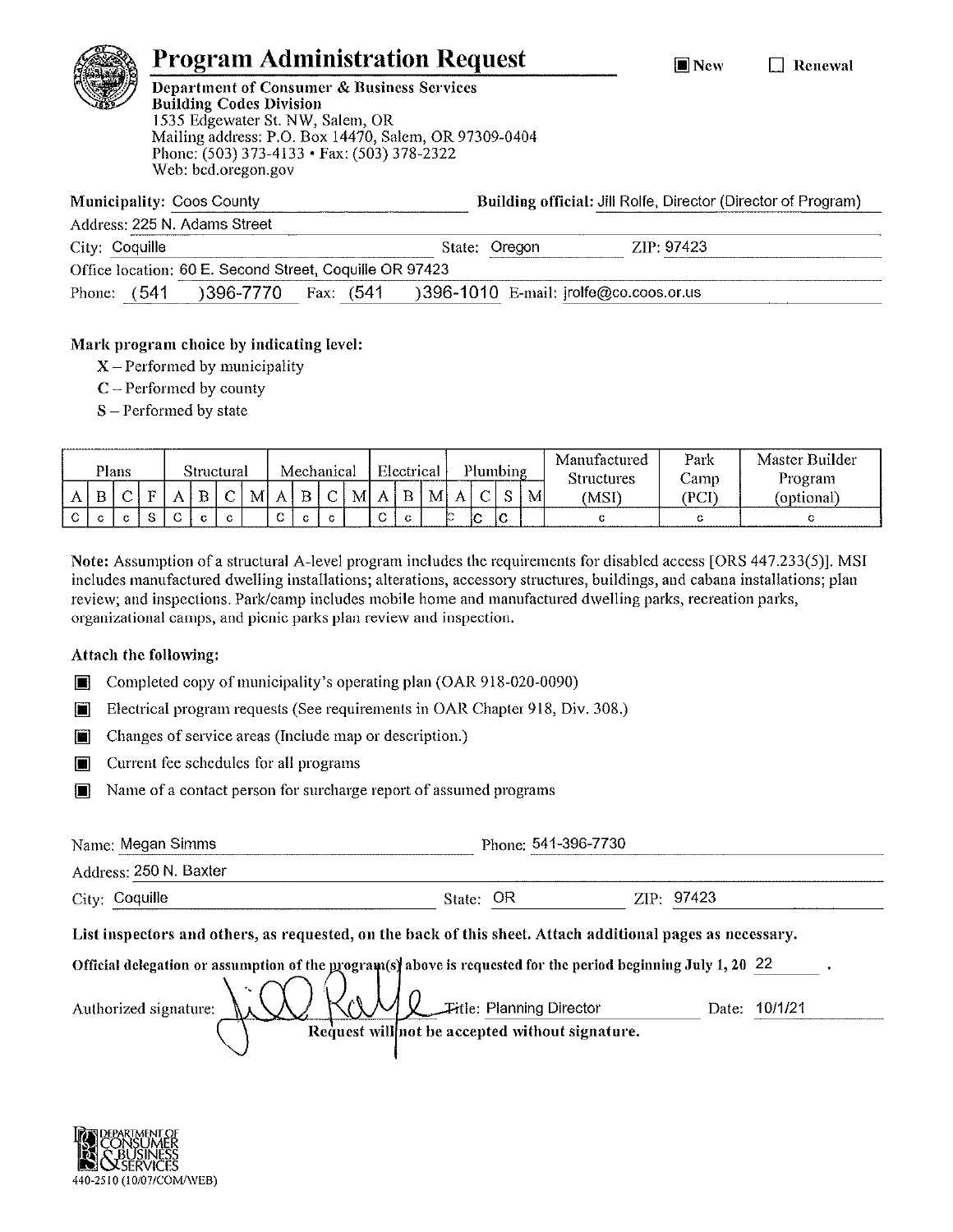# Program Administration Request

■ New ☐ Renewal

**Department of Consumer & Business Services**
**Building Codes Division**
1535 Edgewater St. NW, Salem, OR
Mailing address: P.O. Box 14470, Salem, OR 97309-0404
Phone: (503) 373-4133 • Fax: (503) 378-2322
Web: bcd.oregon.gov

**Municipality:** Coos County  **Building official:** Jill Rolfe, Director (Director of Program)

Address: 225 N. Adams Street

City: Coquille  State: Oregon  ZIP: 97423

Office location: 60 E. Second Street, Coquille OR 97423

Phone: (541 )396-7770  Fax: (541 )396-1010  E-mail: jrolfe@co.coos.or.us

**Mark program choice by indicating level:**

- X – Performed by municipality
- C – Performed by county
- S – Performed by state

| Plans | | | | Structural | | | | Mechanical | | | | Electrical | | | Plumbing | | | | Manufactured Structures | Park Camp | Master Builder Program |
|---|---|---|---|---|---|---|---|---|---|---|---|---|---|---|---|---|---|---|---|---|---|
| A | B | C | F | A | B | C | M | A | B | C | M | A | B | M | A | C | S | M | (MSI) | (PCI) | (optional) |
| C | c | c | S | C | c | c | | C | c | c | | C | c | | C | C | C | | c | c | c |

**Note:** Assumption of a structural A-level program includes the requirements for disabled access [ORS 447.233(5)]. MSI includes manufactured dwelling installations; alterations, accessory structures, buildings, and cabana installations; plan review; and inspections. Park/camp includes mobile home and manufactured dwelling parks, recreation parks, organizational camps, and picnic parks plan review and inspection.

**Attach the following:**

- ■ Completed copy of municipality's operating plan (OAR 918-020-0090)
- ■ Electrical program requests (See requirements in OAR Chapter 918, Div. 308.)
- ■ Changes of service areas (Include map or description.)
- ■ Current fee schedules for all programs
- ■ Name of a contact person for surcharge report of assumed programs

Name: Megan Simms  Phone: 541-396-7730

Address: 250 N. Baxter

City: Coquille  State: OR  ZIP: 97423

**List inspectors and others, as requested, on the back of this sheet. Attach additional pages as necessary.**

**Official delegation or assumption of the program(s) above is requested for the period beginning July 1, 20** 22 .

Authorized signature: [signature]  Title: Planning Director  Date: 10/1/21

**Request will not be accepted without signature.**

440-2510 (10/07/COM/WEB)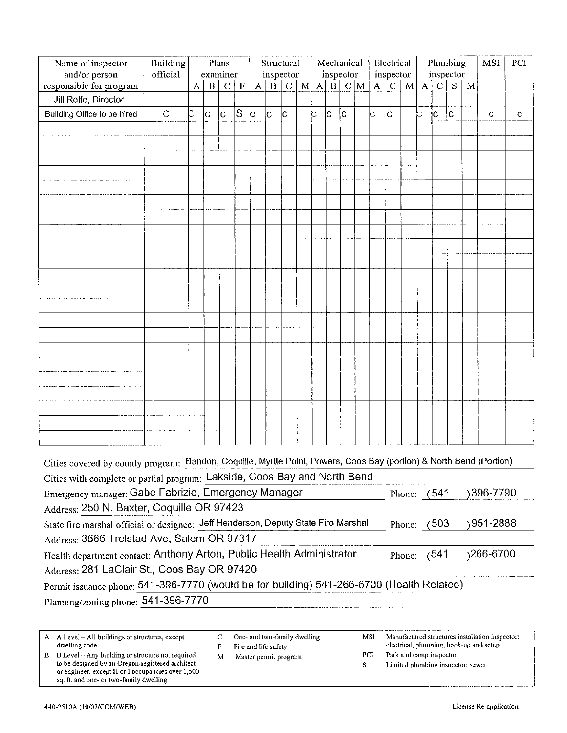| Name of inspector and/or person responsible for program | Building official | Plans examiner | | | | Structural inspector | | | | Mechanical inspector | | | | Electrical inspector | | | Plumbing inspector | | | | MSI | PCI |
|---|---|---|---|---|---|---|---|---|---|---|---|---|---|---|---|---|---|---|---|---|---|---|
| | | A | B | C | F | A | B | C | M | A | B | C | M | A | C | M | A | C | S | M | | |
| Jill Rolfe, Director | | | | | | | | | | | | | | | | | | | | | | |
| Building Office to be hired | C | C | c | c | S | c | c | c | | c | c | c | | c | c | | c | c | c | | c | c |

Cities covered by county program: Bandon, Coquille, Myrtle Point, Powers, Coos Bay (portion) & North Bend (Portion)

Cities with complete or partial program: Lakside, Coos Bay and North Bend

Emergency manager: Gabe Fabrizio, Emergency Manager    Phone: (541)396-7790

Address: 250 N. Baxter, Coquille OR 97423

State fire marshal official or designee: Jeff Henderson, Deputy State Fire Marshal    Phone: (503)951-2888

Address: 3565 Trelstad Ave, Salem OR 97317

Health department contact: Anthony Arton, Public Health Administrator    Phone: (541)266-6700

Address: 281 LaClair St., Coos Bay OR 97420

Permit issuance phone: 541-396-7770 (would be for building) 541-266-6700 (Health Related)

Planning/zoning phone: 541-396-7770

- A  A Level – All buildings or structures, except dwelling code
- B  B Level – Any building or structure not required to be designed by an Oregon-registered architect or engineer, except H or I occupancies over 1,500 sq. ft. and one- or two-family dwelling
- C  One- and two-family dwelling
- F  Fire and life safety
- M  Master permit program
- MSI  Manufactured structures installation inspector: electrical, plumbing, hook-up and setup
- PCI  Park and camp inspector
- S  Limited plumbing inspector: sewer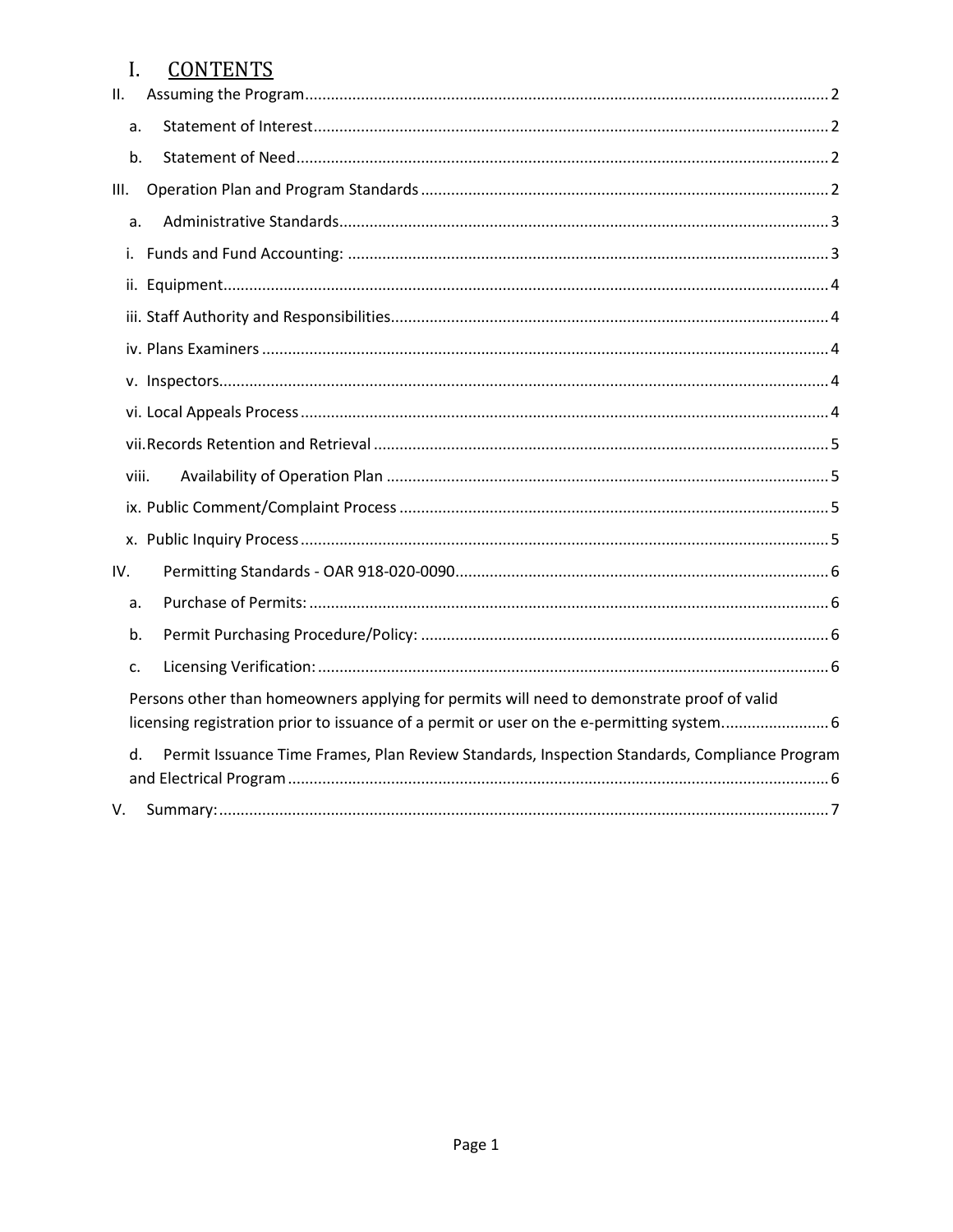# I. CONTENTS

II. Assuming the Program ........ 2

- a. Statement of Interest ........ 2
- b. Statement of Need ........ 2

III. Operation Plan and Program Standards ........ 2

- a. Administrative Standards ........ 3
- i. Funds and Fund Accounting: ........ 3
- ii. Equipment ........ 4
- iii. Staff Authority and Responsibilities ........ 4
- iv. Plans Examiners ........ 4
- v. Inspectors ........ 4
- vi. Local Appeals Process ........ 4
- vii. Records Retention and Retrieval ........ 5
- viii. Availability of Operation Plan ........ 5
- ix. Public Comment/Complaint Process ........ 5
- x. Public Inquiry Process ........ 5

IV. Permitting Standards - OAR 918-020-0090 ........ 6

- a. Purchase of Permits: ........ 6
- b. Permit Purchasing Procedure/Policy: ........ 6
- c. Licensing Verification: ........ 6
- Persons other than homeowners applying for permits will need to demonstrate proof of valid licensing registration prior to issuance of a permit or user on the e-permitting system. ........ 6
- d. Permit Issuance Time Frames, Plan Review Standards, Inspection Standards, Compliance Program and Electrical Program ........ 6

V. Summary: ........ 7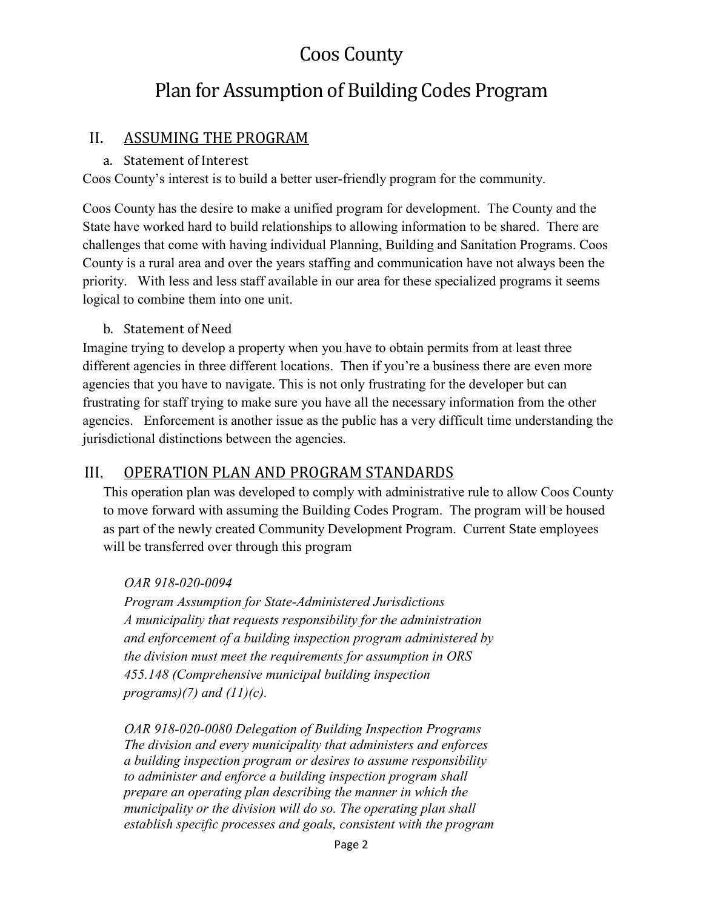# Coos County

# Plan for Assumption of Building Codes Program

## II. ASSUMING THE PROGRAM

### a. Statement of Interest

Coos County's interest is to build a better user-friendly program for the community.

Coos County has the desire to make a unified program for development. The County and the State have worked hard to build relationships to allowing information to be shared. There are challenges that come with having individual Planning, Building and Sanitation Programs. Coos County is a rural area and over the years staffing and communication have not always been the priority. With less and less staff available in our area for these specialized programs it seems logical to combine them into one unit.

### b. Statement of Need

Imagine trying to develop a property when you have to obtain permits from at least three different agencies in three different locations. Then if you're a business there are even more agencies that you have to navigate. This is not only frustrating for the developer but can frustrating for staff trying to make sure you have all the necessary information from the other agencies. Enforcement is another issue as the public has a very difficult time understanding the jurisdictional distinctions between the agencies.

## III. OPERATION PLAN AND PROGRAM STANDARDS

This operation plan was developed to comply with administrative rule to allow Coos County to move forward with assuming the Building Codes Program. The program will be housed as part of the newly created Community Development Program. Current State employees will be transferred over through this program

*OAR 918-020-0094*
*Program Assumption for State-Administered Jurisdictions*
*A municipality that requests responsibility for the administration and enforcement of a building inspection program administered by the division must meet the requirements for assumption in ORS 455.148 (Comprehensive municipal building inspection programs)(7) and (11)(c).*

*OAR 918-020-0080 Delegation of Building Inspection Programs*
*The division and every municipality that administers and enforces a building inspection program or desires to assume responsibility to administer and enforce a building inspection program shall prepare an operating plan describing the manner in which the municipality or the division will do so. The operating plan shall establish specific processes and goals, consistent with the program*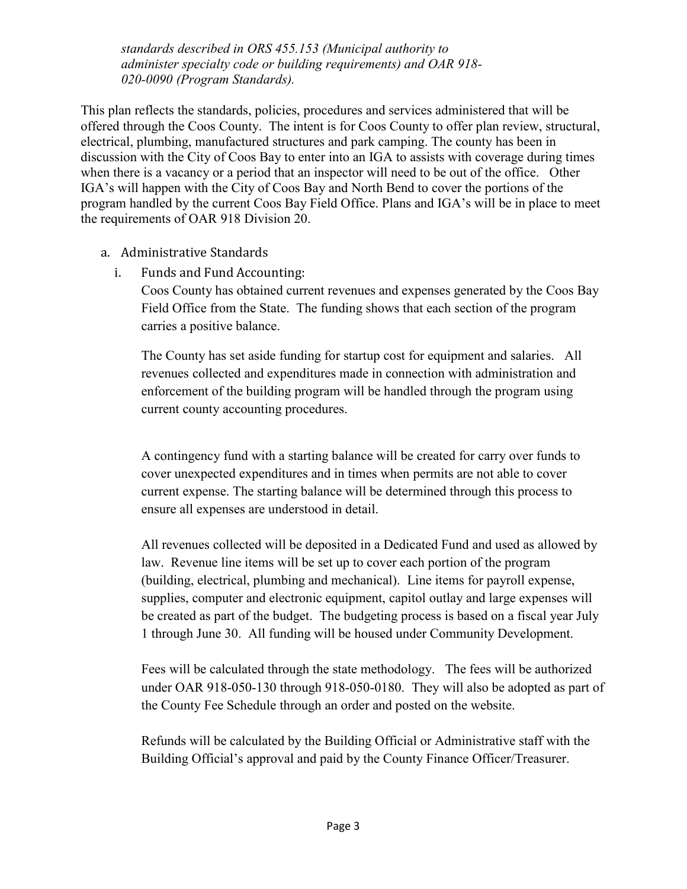*standards described in ORS 455.153 (Municipal authority to administer specialty code or building requirements) and OAR 918-020-0090 (Program Standards).*

This plan reflects the standards, policies, procedures and services administered that will be offered through the Coos County. The intent is for Coos County to offer plan review, structural, electrical, plumbing, manufactured structures and park camping. The county has been in discussion with the City of Coos Bay to enter into an IGA to assists with coverage during times when there is a vacancy or a period that an inspector will need to be out of the office. Other IGA's will happen with the City of Coos Bay and North Bend to cover the portions of the program handled by the current Coos Bay Field Office. Plans and IGA's will be in place to meet the requirements of OAR 918 Division 20.

a. Administrative Standards

   i. Funds and Fund Accounting:

      Coos County has obtained current revenues and expenses generated by the Coos Bay Field Office from the State. The funding shows that each section of the program carries a positive balance.

      The County has set aside funding for startup cost for equipment and salaries. All revenues collected and expenditures made in connection with administration and enforcement of the building program will be handled through the program using current county accounting procedures.

      A contingency fund with a starting balance will be created for carry over funds to cover unexpected expenditures and in times when permits are not able to cover current expense. The starting balance will be determined through this process to ensure all expenses are understood in detail.

      All revenues collected will be deposited in a Dedicated Fund and used as allowed by law. Revenue line items will be set up to cover each portion of the program (building, electrical, plumbing and mechanical). Line items for payroll expense, supplies, computer and electronic equipment, capitol outlay and large expenses will be created as part of the budget. The budgeting process is based on a fiscal year July 1 through June 30. All funding will be housed under Community Development.

      Fees will be calculated through the state methodology. The fees will be authorized under OAR 918-050-130 through 918-050-0180. They will also be adopted as part of the County Fee Schedule through an order and posted on the website.

      Refunds will be calculated by the Building Official or Administrative staff with the Building Official's approval and paid by the County Finance Officer/Treasurer.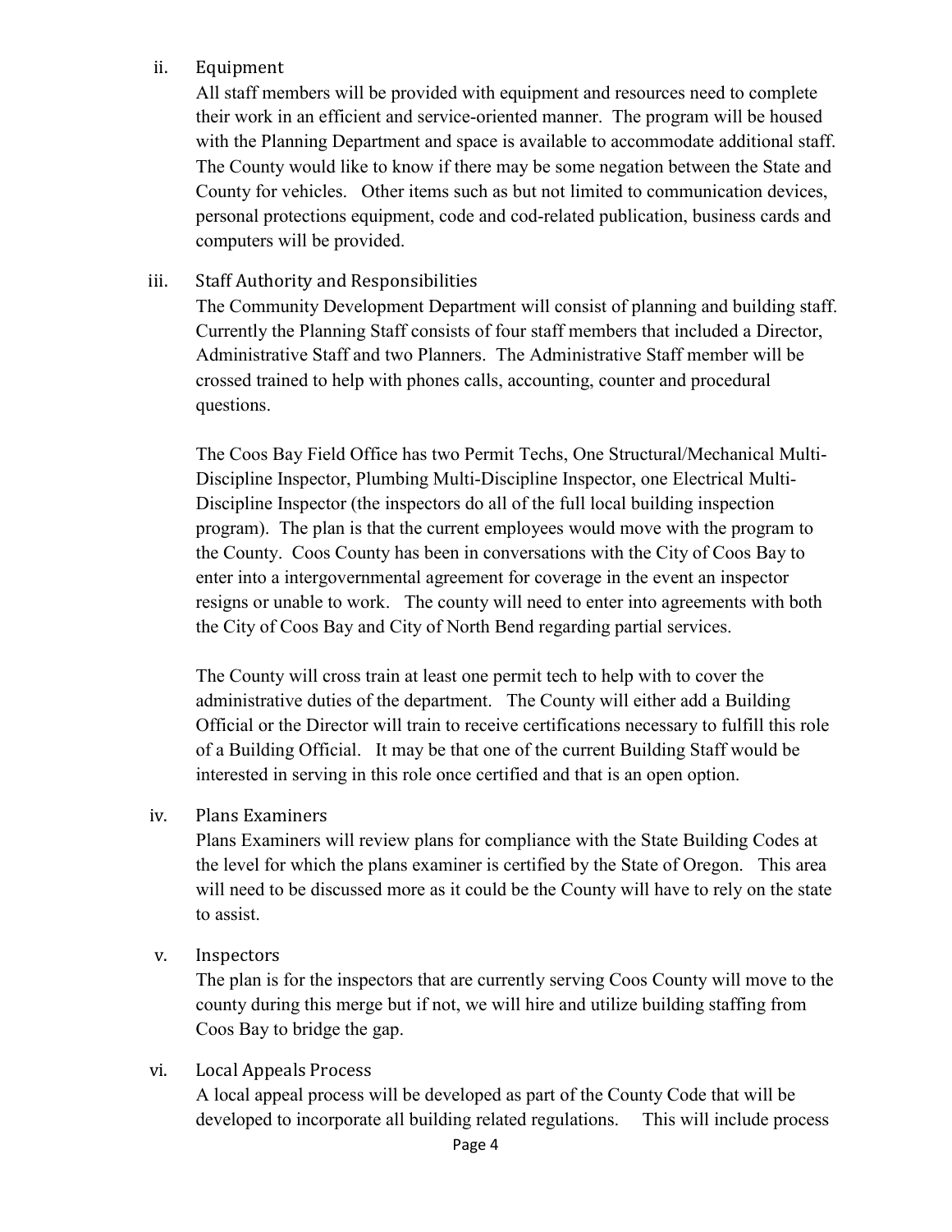ii. Equipment

All staff members will be provided with equipment and resources need to complete their work in an efficient and service-oriented manner. The program will be housed with the Planning Department and space is available to accommodate additional staff. The County would like to know if there may be some negation between the State and County for vehicles. Other items such as but not limited to communication devices, personal protections equipment, code and cod-related publication, business cards and computers will be provided.

iii. Staff Authority and Responsibilities

The Community Development Department will consist of planning and building staff. Currently the Planning Staff consists of four staff members that included a Director, Administrative Staff and two Planners. The Administrative Staff member will be crossed trained to help with phones calls, accounting, counter and procedural questions.

The Coos Bay Field Office has two Permit Techs, One Structural/Mechanical Multi-Discipline Inspector, Plumbing Multi-Discipline Inspector, one Electrical Multi-Discipline Inspector (the inspectors do all of the full local building inspection program). The plan is that the current employees would move with the program to the County. Coos County has been in conversations with the City of Coos Bay to enter into a intergovernmental agreement for coverage in the event an inspector resigns or unable to work. The county will need to enter into agreements with both the City of Coos Bay and City of North Bend regarding partial services.

The County will cross train at least one permit tech to help with to cover the administrative duties of the department. The County will either add a Building Official or the Director will train to receive certifications necessary to fulfill this role of a Building Official. It may be that one of the current Building Staff would be interested in serving in this role once certified and that is an open option.

iv. Plans Examiners

Plans Examiners will review plans for compliance with the State Building Codes at the level for which the plans examiner is certified by the State of Oregon. This area will need to be discussed more as it could be the County will have to rely on the state to assist.

v. Inspectors

The plan is for the inspectors that are currently serving Coos County will move to the county during this merge but if not, we will hire and utilize building staffing from Coos Bay to bridge the gap.

vi. Local Appeals Process

A local appeal process will be developed as part of the County Code that will be developed to incorporate all building related regulations. This will include process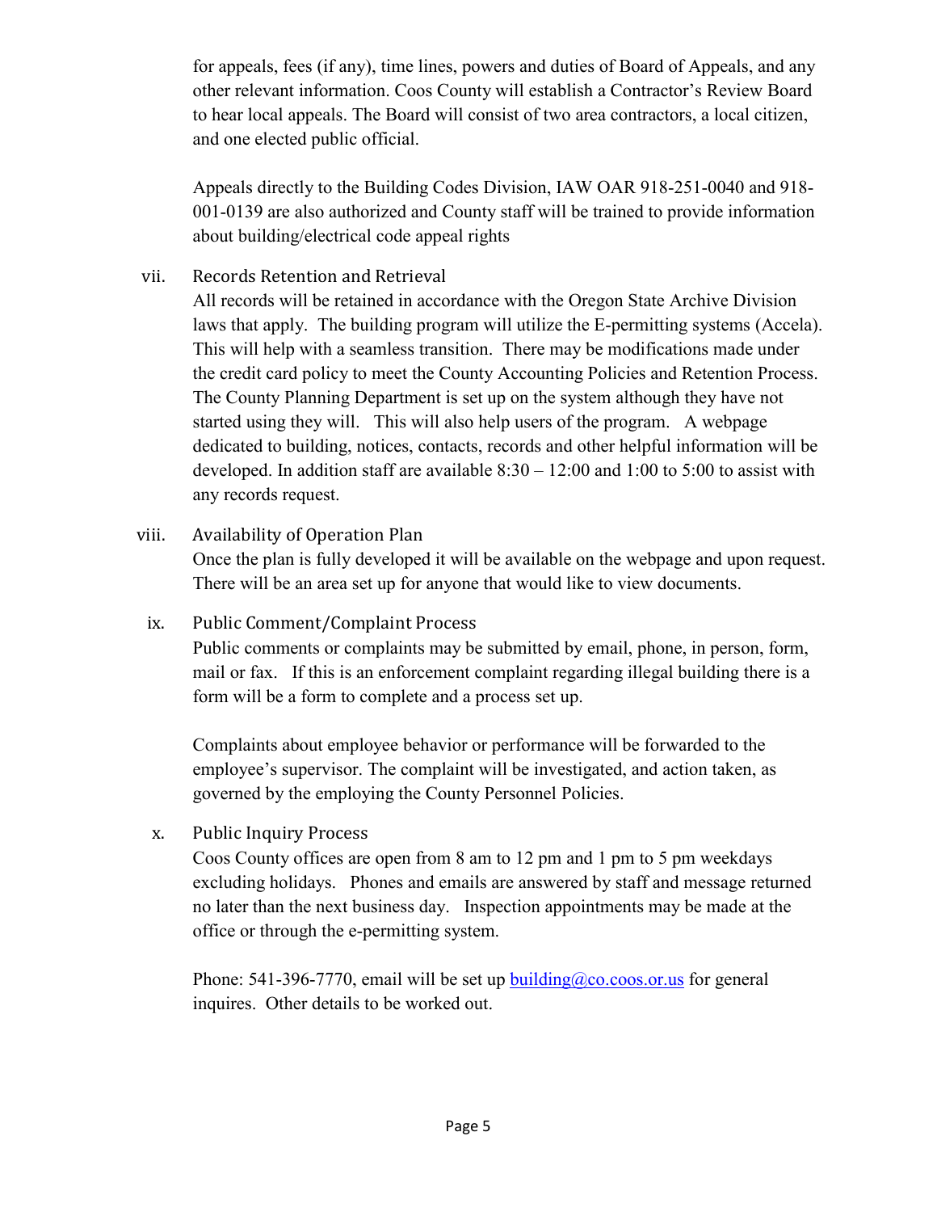for appeals, fees (if any), time lines, powers and duties of Board of Appeals, and any other relevant information. Coos County will establish a Contractor's Review Board to hear local appeals. The Board will consist of two area contractors, a local citizen, and one elected public official.

Appeals directly to the Building Codes Division, IAW OAR 918-251-0040 and 918-001-0139 are also authorized and County staff will be trained to provide information about building/electrical code appeal rights

vii. Records Retention and Retrieval

All records will be retained in accordance with the Oregon State Archive Division laws that apply. The building program will utilize the E-permitting systems (Accela). This will help with a seamless transition. There may be modifications made under the credit card policy to meet the County Accounting Policies and Retention Process. The County Planning Department is set up on the system although they have not started using they will. This will also help users of the program. A webpage dedicated to building, notices, contacts, records and other helpful information will be developed. In addition staff are available 8:30 – 12:00 and 1:00 to 5:00 to assist with any records request.

viii. Availability of Operation Plan

Once the plan is fully developed it will be available on the webpage and upon request. There will be an area set up for anyone that would like to view documents.

ix. Public Comment/Complaint Process

Public comments or complaints may be submitted by email, phone, in person, form, mail or fax. If this is an enforcement complaint regarding illegal building there is a form will be a form to complete and a process set up.

Complaints about employee behavior or performance will be forwarded to the employee's supervisor. The complaint will be investigated, and action taken, as governed by the employing the County Personnel Policies.

x. Public Inquiry Process

Coos County offices are open from 8 am to 12 pm and 1 pm to 5 pm weekdays excluding holidays. Phones and emails are answered by staff and message returned no later than the next business day. Inspection appointments may be made at the office or through the e-permitting system.

Phone: 541-396-7770, email will be set up building@co.coos.or.us for general inquires. Other details to be worked out.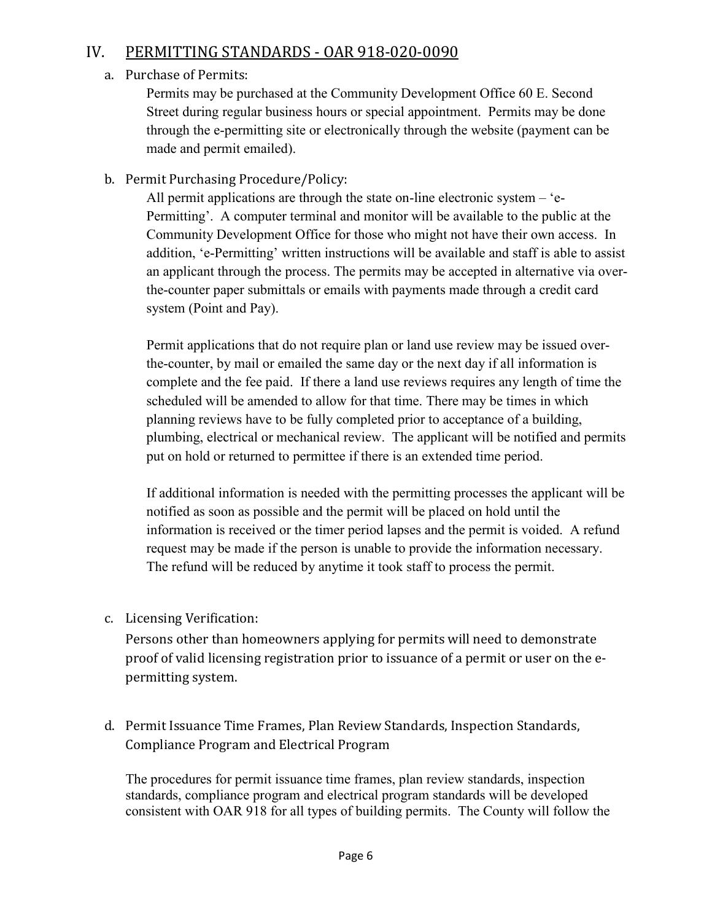## IV. PERMITTING STANDARDS - OAR 918-020-0090

a. Purchase of Permits:

Permits may be purchased at the Community Development Office 60 E. Second Street during regular business hours or special appointment. Permits may be done through the e-permitting site or electronically through the website (payment can be made and permit emailed).

b. Permit Purchasing Procedure/Policy:

All permit applications are through the state on-line electronic system – 'e-Permitting'. A computer terminal and monitor will be available to the public at the Community Development Office for those who might not have their own access. In addition, 'e-Permitting' written instructions will be available and staff is able to assist an applicant through the process. The permits may be accepted in alternative via over-the-counter paper submittals or emails with payments made through a credit card system (Point and Pay).

Permit applications that do not require plan or land use review may be issued over-the-counter, by mail or emailed the same day or the next day if all information is complete and the fee paid. If there a land use reviews requires any length of time the scheduled will be amended to allow for that time. There may be times in which planning reviews have to be fully completed prior to acceptance of a building, plumbing, electrical or mechanical review. The applicant will be notified and permits put on hold or returned to permittee if there is an extended time period.

If additional information is needed with the permitting processes the applicant will be notified as soon as possible and the permit will be placed on hold until the information is received or the timer period lapses and the permit is voided. A refund request may be made if the person is unable to provide the information necessary. The refund will be reduced by anytime it took staff to process the permit.

c. Licensing Verification:

Persons other than homeowners applying for permits will need to demonstrate proof of valid licensing registration prior to issuance of a permit or user on the e-permitting system.

d. Permit Issuance Time Frames, Plan Review Standards, Inspection Standards, Compliance Program and Electrical Program

The procedures for permit issuance time frames, plan review standards, inspection standards, compliance program and electrical program standards will be developed consistent with OAR 918 for all types of building permits. The County will follow the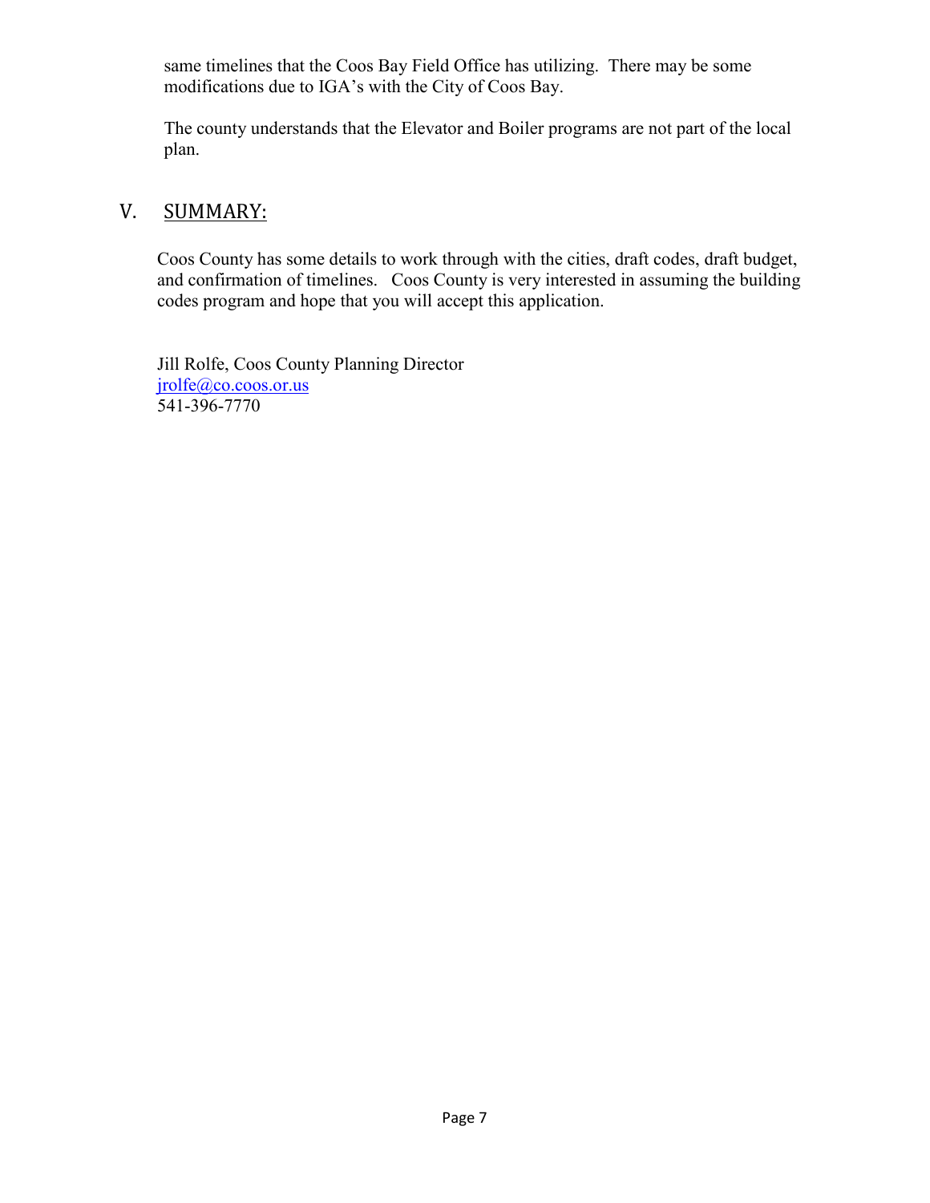same timelines that the Coos Bay Field Office has utilizing. There may be some modifications due to IGA's with the City of Coos Bay.

The county understands that the Elevator and Boiler programs are not part of the local plan.

## V. SUMMARY:

Coos County has some details to work through with the cities, draft codes, draft budget, and confirmation of timelines. Coos County is very interested in assuming the building codes program and hope that you will accept this application.

Jill Rolfe, Coos County Planning Director
jrolfe@co.coos.or.us
541-396-7770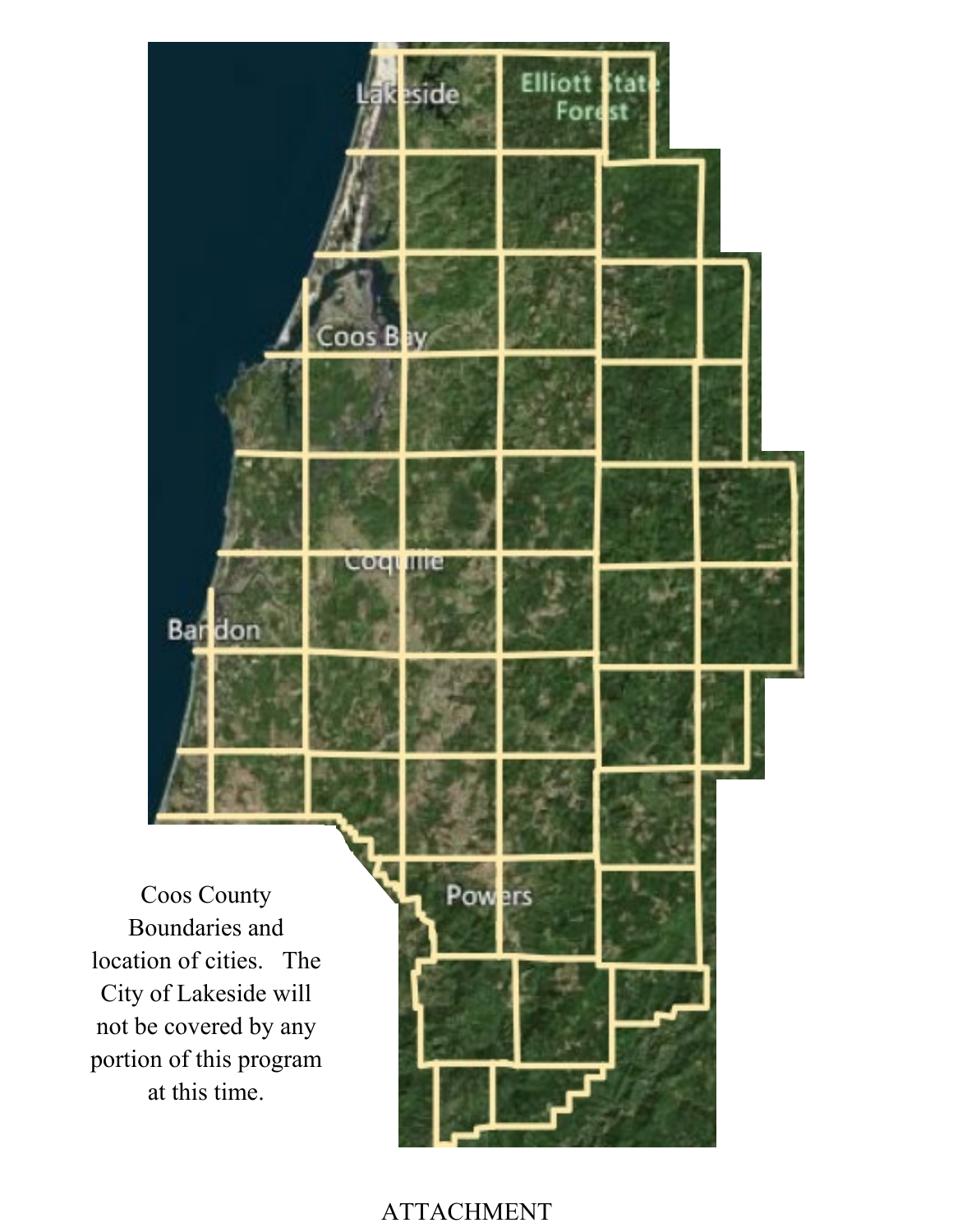Lakeside

Elliott State Forest

Coos Bay

Coquille

Bandon

Powers

Coos County Boundaries and location of cities. The City of Lakeside will not be covered by any portion of this program at this time.

ATTACHMENT